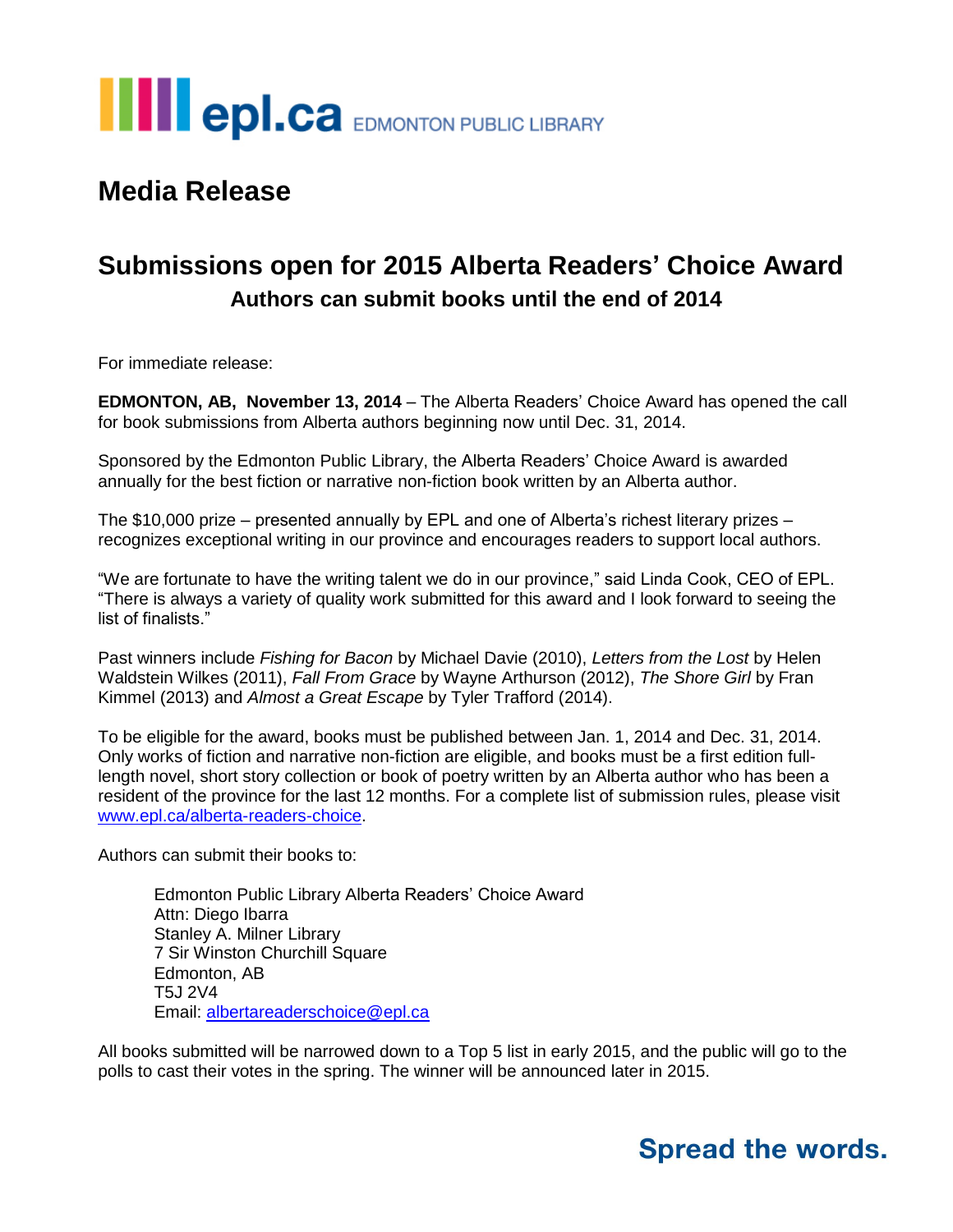epl.ca EDMONTON PUBLIC LIBRARY

# Media Release

## Submissions open for 2015 Alberta Readers' Choice Award

### Authors can submit books until the end of 2014

For immediate release:

**EDMONTON, AB, November 13, 2014** – The Alberta Readers' Choice Award has opened the call for book submissions from Alberta authors beginning now until Dec. 31, 2014.

Sponsored by the Edmonton Public Library, the Alberta Readers' Choice Award is awarded annually for the best fiction or narrative non-fiction book written by an Alberta author.

The $10,000 prize – presented annually by EPL and one of Alberta's richest literary prizes – recognizes exceptional writing in our province and encourages readers to support local authors.

"We are fortunate to have the writing talent we do in our province," said Linda Cook, CEO of EPL. "There is always a variety of quality work submitted for this award and I look forward to seeing the list of finalists."

Past winners include *Fishing for Bacon* by Michael Davie (2010), *Letters from the Lost* by Helen Waldstein Wilkes (2011), *Fall From Grace* by Wayne Arthurson (2012), *The Shore Girl* by Fran Kimmel (2013) and *Almost a Great Escape* by Tyler Trafford (2014).

To be eligible for the award, books must be published between Jan. 1, 2014 and Dec. 31, 2014. Only works of fiction and narrative non-fiction are eligible, and books must be a first edition full-length novel, short story collection or book of poetry written by an Alberta author who has been a resident of the province for the last 12 months. For a complete list of submission rules, please visit [www.epl.ca/alberta-readers-choice](www.epl.ca/alberta-readers-choice).

Authors can submit their books to:

> Edmonton Public Library Alberta Readers' Choice Award
> Attn: Diego Ibarra
> Stanley A. Milner Library
> 7 Sir Winston Churchill Square
> Edmonton, AB
> T5J 2V4
> Email: [albertareaderschoice@epl.ca](mailto:albertareaderschoice@epl.ca)

All books submitted will be narrowed down to a Top 5 list in early 2015, and the public will go to the polls to cast their votes in the spring. The winner will be announced later in 2015.

**Spread the words.**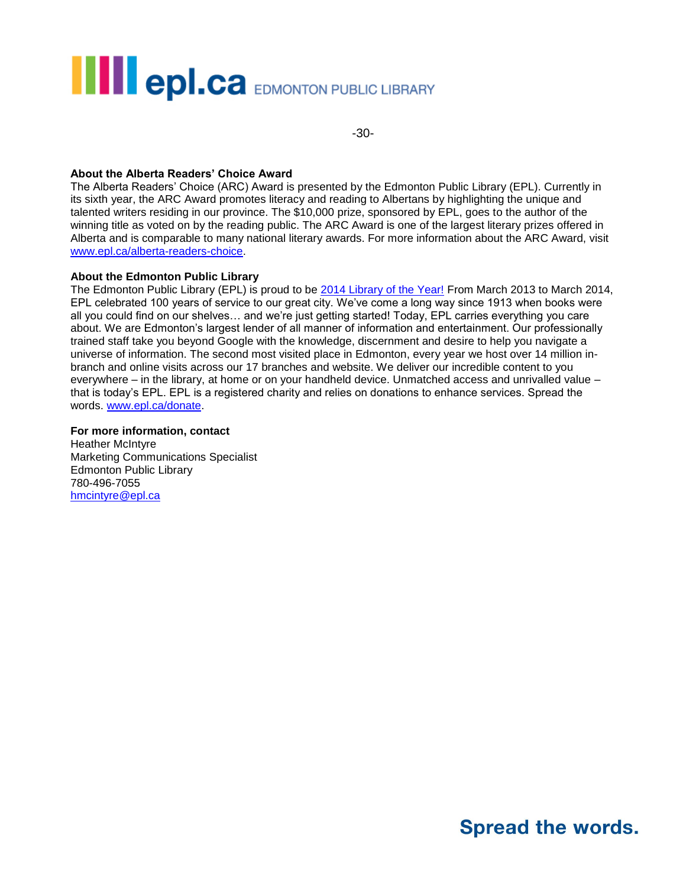-30-

**About the Alberta Readers' Choice Award**
The Alberta Readers' Choice (ARC) Award is presented by the Edmonton Public Library (EPL). Currently in its sixth year, the ARC Award promotes literacy and reading to Albertans by highlighting the unique and talented writers residing in our province. The $10,000 prize, sponsored by EPL, goes to the author of the winning title as voted on by the reading public. The ARC Award is one of the largest literary prizes offered in Alberta and is comparable to many national literary awards. For more information about the ARC Award, visit www.epl.ca/alberta-readers-choice.

**About the Edmonton Public Library**
The Edmonton Public Library (EPL) is proud to be 2014 Library of the Year! From March 2013 to March 2014, EPL celebrated 100 years of service to our great city. We've come a long way since 1913 when books were all you could find on our shelves… and we're just getting started! Today, EPL carries everything you care about. We are Edmonton's largest lender of all manner of information and entertainment. Our professionally trained staff take you beyond Google with the knowledge, discernment and desire to help you navigate a universe of information. The second most visited place in Edmonton, every year we host over 14 million in-branch and online visits across our 17 branches and website. We deliver our incredible content to you everywhere – in the library, at home or on your handheld device. Unmatched access and unrivalled value – that is today's EPL. EPL is a registered charity and relies on donations to enhance services. Spread the words. www.epl.ca/donate.

**For more information, contact**
Heather McIntyre
Marketing Communications Specialist
Edmonton Public Library
780-496-7055
hmcintyre@epl.ca

**Spread the words.**